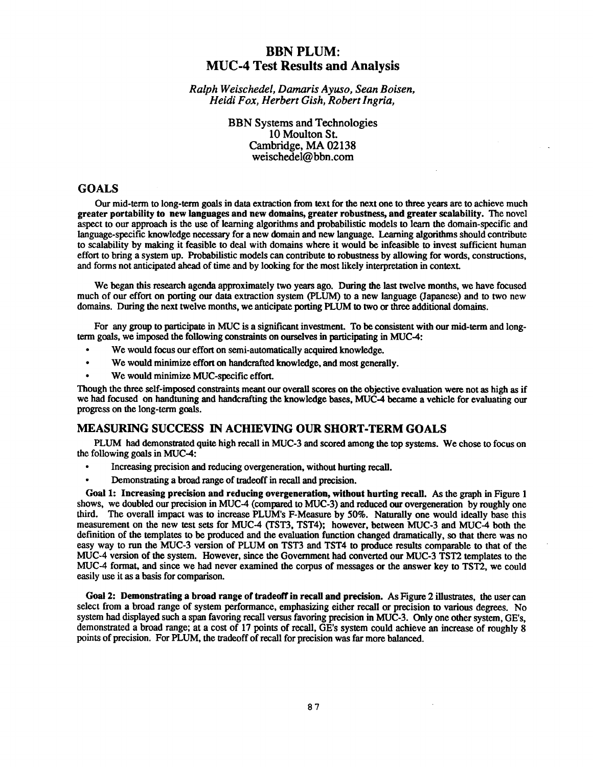# BBN PLUM:
# MUC-4 Test Results and Analysis

*Ralph Weischedel, Damaris Ayuso, Sean Boisen, Heidi Fox, Herbert Gish, Robert Ingria,*

BBN Systems and Technologies
10 Moulton St.
Cambridge, MA 02138
weischedel@bbn.com

## GOALS

Our mid-term to long-term goals in data extraction from text for the next one to three years are to achieve much **greater portability to new languages and new domains, greater robustness, and greater scalability.** The novel aspect to our approach is the use of learning algorithms and probabilistic models to learn the domain-specific and language-specific knowledge necessary for a new domain and new language. Learning algorithms should contribute to scalability by making it feasible to deal with domains where it would be infeasible to invest sufficient human effort to bring a system up. Probabilistic models can contribute to robustness by allowing for words, constructions, and forms not anticipated ahead of time and by looking for the most likely interpretation in context.

We began this research agenda approximately two years ago. During the last twelve months, we have focused much of our effort on porting our data extraction system (PLUM) to a new language (Japanese) and to two new domains. During the next twelve months, we anticipate porting PLUM to two or three additional domains.

For any group to participate in MUC is a significant investment. To be consistent with our mid-term and long-term goals, we imposed the following constraints on ourselves in participating in MUC-4:

- We would focus our effort on semi-automatically acquired knowledge.
- We would minimize effort on handcrafted knowledge, and most generally.
- We would minimize MUC-specific effort.

Though the three self-imposed constraints meant our overall scores on the objective evaluation were not as high as if we had focused on handtuning and handcrafting the knowledge bases, MUC-4 became a vehicle for evaluating our progress on the long-term goals.

## MEASURING SUCCESS IN ACHIEVING OUR SHORT-TERM GOALS

PLUM had demonstrated quite high recall in MUC-3 and scored among the top systems. We chose to focus on the following goals in MUC-4:

- Increasing precision and reducing overgeneration, without hurting recall.
- Demonstrating a broad range of tradeoff in recall and precision.

**Goal 1: Increasing precision and reducing overgeneration, without hurting recall.** As the graph in Figure 1 shows, we doubled our precision in MUC-4 (compared to MUC-3) and reduced our overgeneration by roughly one third. The overall impact was to increase PLUM's F-Measure by 50%. Naturally one would ideally base this measurement on the new test sets for MUC-4 (TST3, TST4); however, between MUC-3 and MUC-4 both the definition of the templates to be produced and the evaluation function changed dramatically, so that there was no easy way to run the MUC-3 version of PLUM on TST3 and TST4 to produce results comparable to that of the MUC-4 version of the system. However, since the Government had converted our MUC-3 TST2 templates to the MUC-4 format, and since we had never examined the corpus of messages or the answer key to TST2, we could easily use it as a basis for comparison.

**Goal 2: Demonstrating a broad range of tradeoff in recall and precision.** As Figure 2 illustrates, the user can select from a broad range of system performance, emphasizing either recall or precision to various degrees. No system had displayed such a span favoring recall versus favoring precision in MUC-3. Only one other system, GE's, demonstrated a broad range; at a cost of 17 points of recall, GE's system could achieve an increase of roughly 8 points of precision. For PLUM, the tradeoff of recall for precision was far more balanced.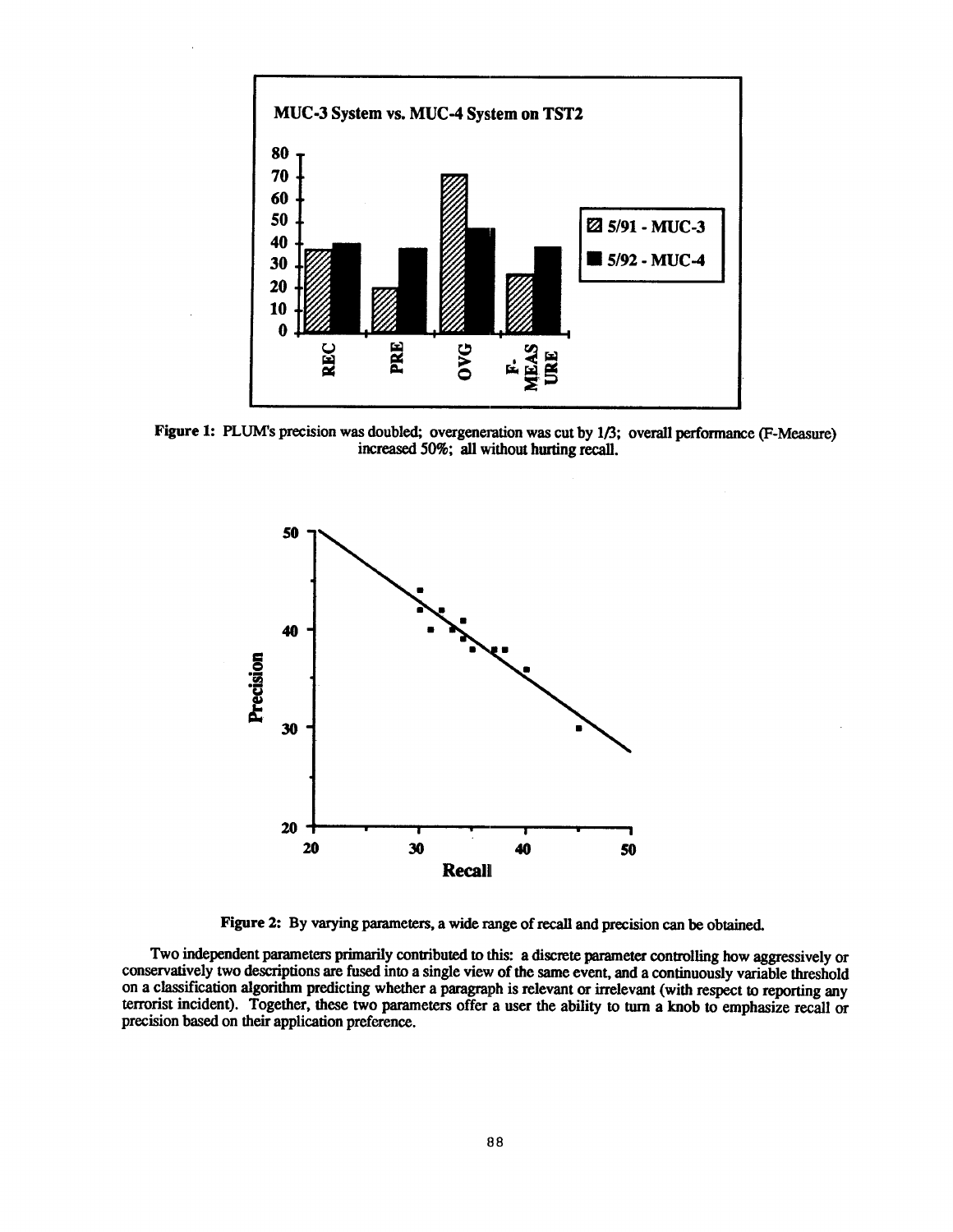**Figure 1:** PLUM's precision was doubled; overgeneration was cut by 1/3; overall performance (F-Measure) increased 50%; all without hurting recall.

**Figure 2:** By varying parameters, a wide range of recall and precision can be obtained.

Two independent parameters primarily contributed to this: a discrete parameter controlling how aggressively or conservatively two descriptions are fused into a single view of the same event, and a continuously variable threshold on a classification algorithm predicting whether a paragraph is relevant or irrelevant (with respect to reporting any terrorist incident). Together, these two parameters offer a user the ability to turn a knob to emphasize recall or precision based on their application preference.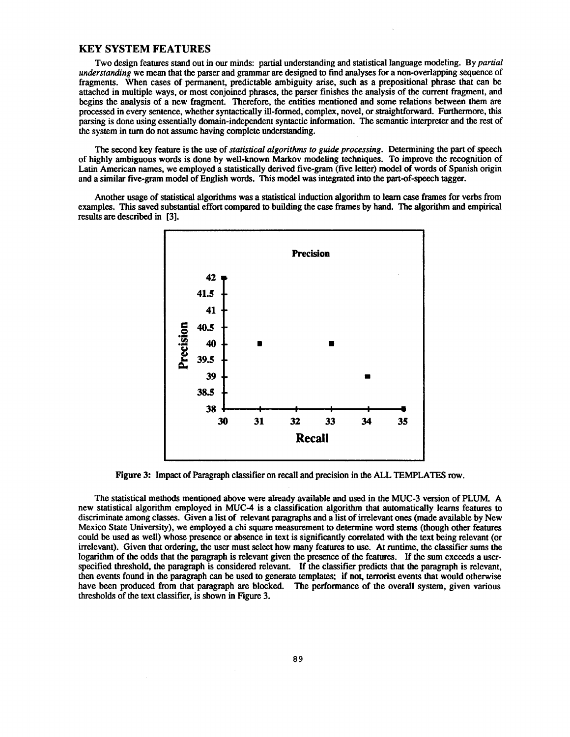## KEY SYSTEM FEATURES

Two design features stand out in our minds: partial understanding and statistical language modeling. By *partial understanding* we mean that the parser and grammar are designed to find analyses for a non-overlapping sequence of fragments. When cases of permanent, predictable ambiguity arise, such as a prepositional phrase that can be attached in multiple ways, or most conjoined phrases, the parser finishes the analysis of the current fragment, and begins the analysis of a new fragment. Therefore, the entities mentioned and some relations between them are processed in every sentence, whether syntactically ill-formed, complex, novel, or straightforward. Furthermore, this parsing is done using essentially domain-independent syntactic information. The semantic interpreter and the rest of the system in turn do not assume having complete understanding.

The second key feature is the use of *statistical algorithms to guide processing*. Determining the part of speech of highly ambiguous words is done by well-known Markov modeling techniques. To improve the recognition of Latin American names, we employed a statistically derived five-gram (five letter) model of words of Spanish origin and a similar five-gram model of English words. This model was integrated into the part-of-speech tagger.

Another usage of statistical algorithms was a statistical induction algorithm to learn case frames for verbs from examples. This saved substantial effort compared to building the case frames by hand. The algorithm and empirical results are described in [3].

**Figure 3:** Impact of Paragraph classifier on recall and precision in the ALL TEMPLATES row.

The statistical methods mentioned above were already available and used in the MUC-3 version of PLUM. A new statistical algorithm employed in MUC-4 is a classification algorithm that automatically learns features to discriminate among classes. Given a list of relevant paragraphs and a list of irrelevant ones (made available by New Mexico State University), we employed a chi square measurement to determine word stems (though other features could be used as well) whose presence or absence in text is significantly correlated with the text being relevant (or irrelevant). Given that ordering, the user must select how many features to use. At runtime, the classifier sums the logarithm of the odds that the paragraph is relevant given the presence of the features. If the sum exceeds a user-specified threshold, the paragraph is considered relevant. If the classifier predicts that the paragraph is relevant, then events found in the paragraph can be used to generate templates; if not, terrorist events that would otherwise have been produced from that paragraph are blocked. The performance of the overall system, given various thresholds of the text classifier, is shown in Figure 3.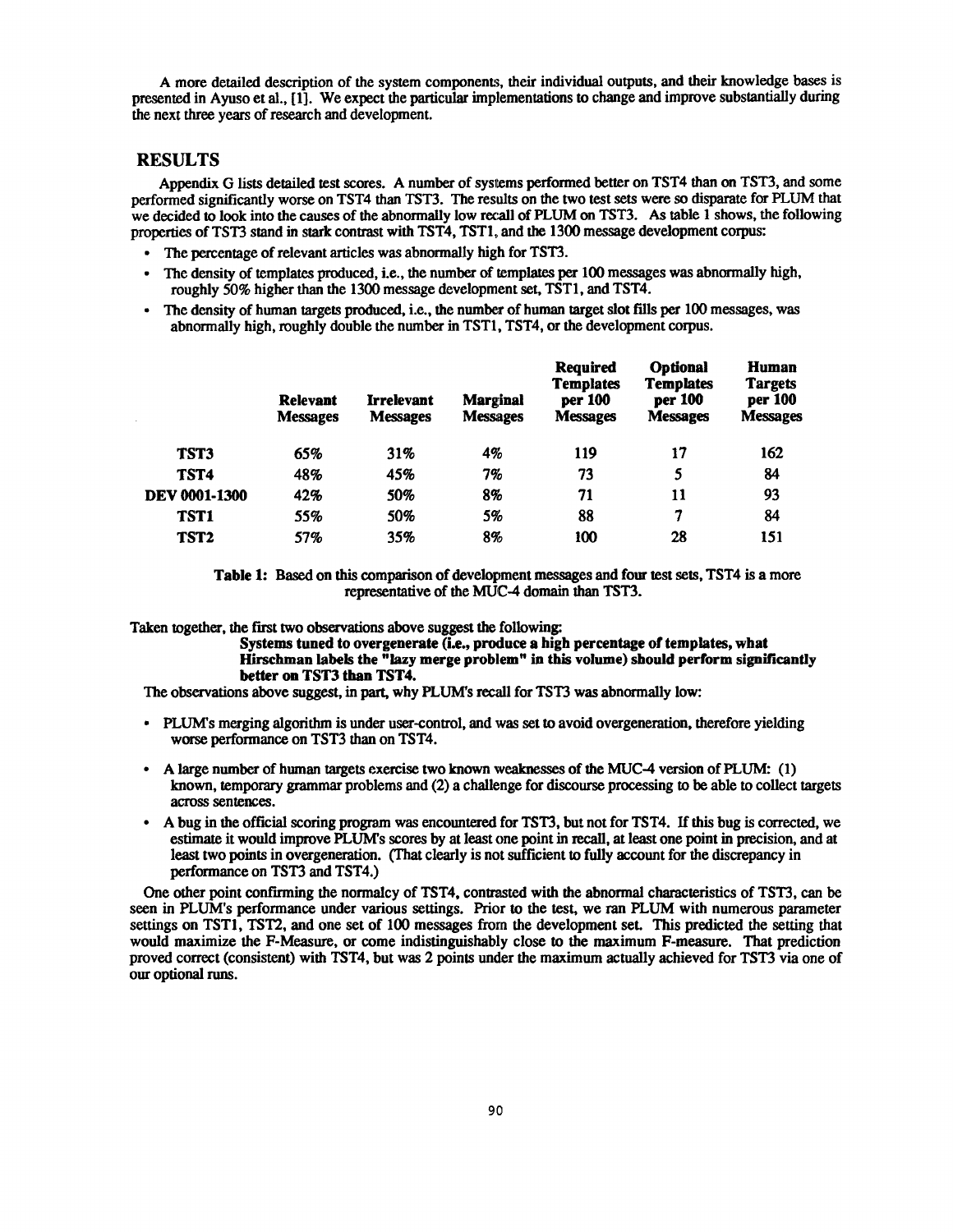A more detailed description of the system components, their individual outputs, and their knowledge bases is presented in Ayuso et al., [1]. We expect the particular implementations to change and improve substantially during the next three years of research and development.

## RESULTS

Appendix G lists detailed test scores. A number of systems performed better on TST4 than on TST3, and some performed significantly worse on TST4 than TST3. The results on the two test sets were so disparate for PLUM that we decided to look into the causes of the abnormally low recall of PLUM on TST3. As table 1 shows, the following properties of TST3 stand in stark contrast with TST4, TST1, and the 1300 message development corpus:

- The percentage of relevant articles was abnormally high for TST3.
- The density of templates produced, i.e., the number of templates per 100 messages was abnormally high, roughly 50% higher than the 1300 message development set, TST1, and TST4.
- The density of human targets produced, i.e., the number of human target slot fills per 100 messages, was abnormally high, roughly double the number in TST1, TST4, or the development corpus.

| | Relevant Messages | Irrelevant Messages | Marginal Messages | Required Templates per 100 Messages | Optional Templates per 100 Messages | Human Targets per 100 Messages |
|---|---|---|---|---|---|---|
| **TST3** | 65% | 31% | 4% | 119 | 17 | 162 |
| **TST4** | 48% | 45% | 7% | 73 | 5 | 84 |
| **DEV 0001-1300** | 42% | 50% | 8% | 71 | 11 | 93 |
| **TST1** | 55% | 50% | 5% | 88 | 7 | 84 |
| **TST2** | 57% | 35% | 8% | 100 | 28 | 151 |

**Table 1:** Based on this comparison of development messages and four test sets, TST4 is a more representative of the MUC-4 domain than TST3.

Taken together, the first two observations above suggest the following:

> **Systems tuned to overgenerate (i.e., produce a high percentage of templates, what Hirschman labels the "lazy merge problem" in this volume) should perform significantly better on TST3 than TST4.**

The observations above suggest, in part, why PLUM's recall for TST3 was abnormally low:

- PLUM's merging algorithm is under user-control, and was set to avoid overgeneration, therefore yielding worse performance on TST3 than on TST4.
- A large number of human targets exercise two known weaknesses of the MUC-4 version of PLUM: (1) known, temporary grammar problems and (2) a challenge for discourse processing to be able to collect targets across sentences.
- A bug in the official scoring program was encountered for TST3, but not for TST4. If this bug is corrected, we estimate it would improve PLUM's scores by at least one point in recall, at least one point in precision, and at least two points in overgeneration. (That clearly is not sufficient to fully account for the discrepancy in performance on TST3 and TST4.)

One other point confirming the normalcy of TST4, contrasted with the abnormal characteristics of TST3, can be seen in PLUM's performance under various settings. Prior to the test, we ran PLUM with numerous parameter settings on TST1, TST2, and one set of 100 messages from the development set. This predicted the setting that would maximize the F-Measure, or come indistinguishably close to the maximum F-measure. That prediction proved correct (consistent) with TST4, but was 2 points under the maximum actually achieved for TST3 via one of our optional runs.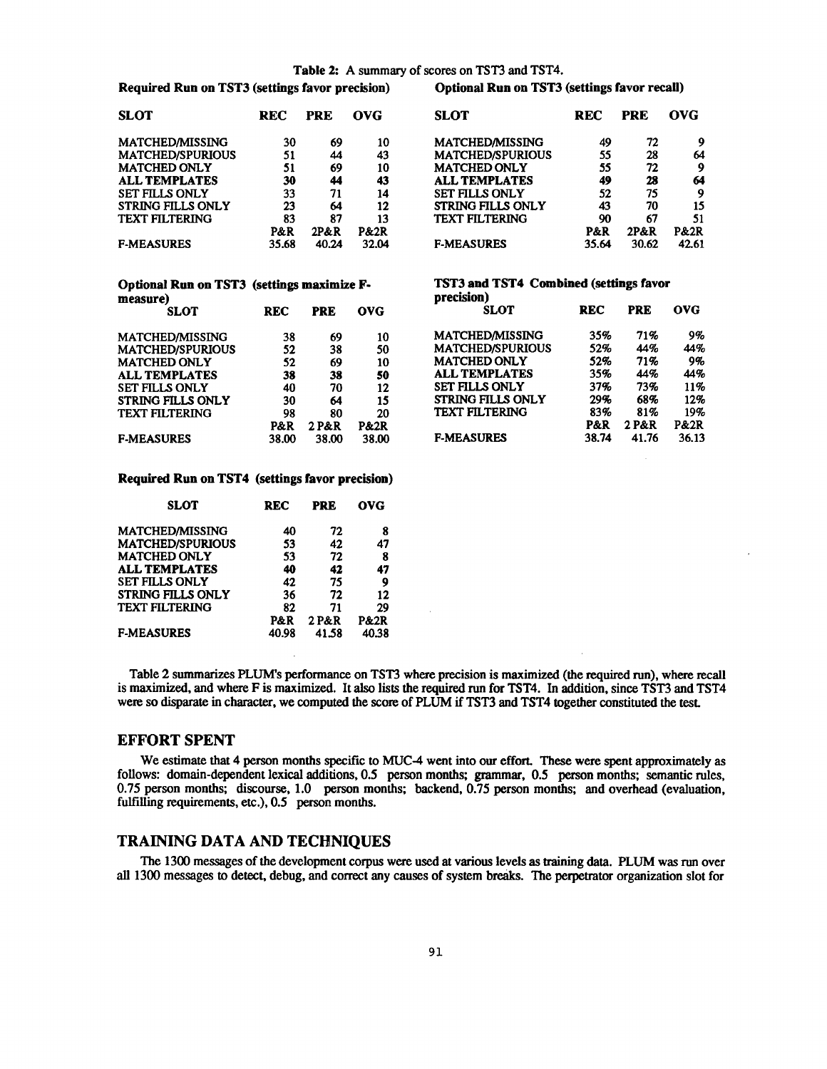**Table 2:** A summary of scores on TST3 and TST4.

**Required Run on TST3 (settings favor precision)**

| SLOT | REC | PRE | OVG |
|---|---|---|---|
| MATCHED/MISSING | 30 | 69 | 10 |
| MATCHED/SPURIOUS | 51 | 44 | 43 |
| MATCHED ONLY | 51 | 69 | 10 |
| **ALL TEMPLATES** | **30** | **44** | **43** |
| SET FILLS ONLY | 33 | 71 | 14 |
| STRING FILLS ONLY | 23 | 64 | 12 |
| TEXT FILTERING | 83 | 87 | 13 |
| | P&R | 2P&R | P&2R |
| F-MEASURES | 35.68 | 40.24 | 32.04 |

**Optional Run on TST3 (settings favor recall)**

| SLOT | REC | PRE | OVG |
|---|---|---|---|
| MATCHED/MISSING | 49 | 72 | 9 |
| MATCHED/SPURIOUS | 55 | 28 | 64 |
| MATCHED ONLY | 55 | 72 | 9 |
| **ALL TEMPLATES** | **49** | **28** | **64** |
| SET FILLS ONLY | 52 | 75 | 9 |
| STRING FILLS ONLY | 43 | 70 | 15 |
| TEXT FILTERING | 90 | 67 | 51 |
| | P&R | 2P&R | P&2R |
| F-MEASURES | 35.64 | 30.62 | 42.61 |

**Optional Run on TST3 (settings maximize F-measure)**

| SLOT | REC | PRE | OVG |
|---|---|---|---|
| MATCHED/MISSING | 38 | 69 | 10 |
| MATCHED/SPURIOUS | 52 | 38 | 50 |
| MATCHED ONLY | 52 | 69 | 10 |
| **ALL TEMPLATES** | **38** | **38** | **50** |
| SET FILLS ONLY | 40 | 70 | 12 |
| STRING FILLS ONLY | 30 | 64 | 15 |
| TEXT FILTERING | 98 | 80 | 20 |
| | P&R | 2 P&R | P&2R |
| F-MEASURES | 38.00 | 38.00 | 38.00 |

**TST3 and TST4 Combined (settings favor precision)**

| SLOT | REC | PRE | OVG |
|---|---|---|---|
| MATCHED/MISSING | 35% | 71% | 9% |
| MATCHED/SPURIOUS | 52% | 44% | 44% |
| MATCHED ONLY | 52% | 71% | 9% |
| ALL TEMPLATES | 35% | 44% | 44% |
| SET FILLS ONLY | 37% | 73% | 11% |
| STRING FILLS ONLY | 29% | 68% | 12% |
| TEXT FILTERING | 83% | 81% | 19% |
| | P&R | 2 P&R | P&2R |
| F-MEASURES | 38.74 | 41.76 | 36.13 |

**Required Run on TST4 (settings favor precision)**

| SLOT | REC | PRE | OVG |
|---|---|---|---|
| MATCHED/MISSING | 40 | 72 | 8 |
| MATCHED/SPURIOUS | 53 | 42 | 47 |
| MATCHED ONLY | 53 | 72 | 8 |
| **ALL TEMPLATES** | **40** | **42** | **47** |
| SET FILLS ONLY | 42 | 75 | 9 |
| STRING FILLS ONLY | 36 | 72 | 12 |
| TEXT FILTERING | 82 | 71 | 29 |
| | P&R | 2 P&R | P&2R |
| F-MEASURES | 40.98 | 41.58 | 40.38 |

Table 2 summarizes PLUM's performance on TST3 where precision is maximized (the required run), where recall is maximized, and where F is maximized. It also lists the required run for TST4. In addition, since TST3 and TST4 were so disparate in character, we computed the score of PLUM if TST3 and TST4 together constituted the test.

## EFFORT SPENT

We estimate that 4 person months specific to MUC-4 went into our effort. These were spent approximately as follows: domain-dependent lexical additions, 0.5 person months; grammar, 0.5 person months; semantic rules, 0.75 person months; discourse, 1.0 person months; backend, 0.75 person months; and overhead (evaluation, fulfilling requirements, etc.), 0.5 person months.

## TRAINING DATA AND TECHNIQUES

The 1300 messages of the development corpus were used at various levels as training data. PLUM was run over all 1300 messages to detect, debug, and correct any causes of system breaks. The perpetrator organization slot for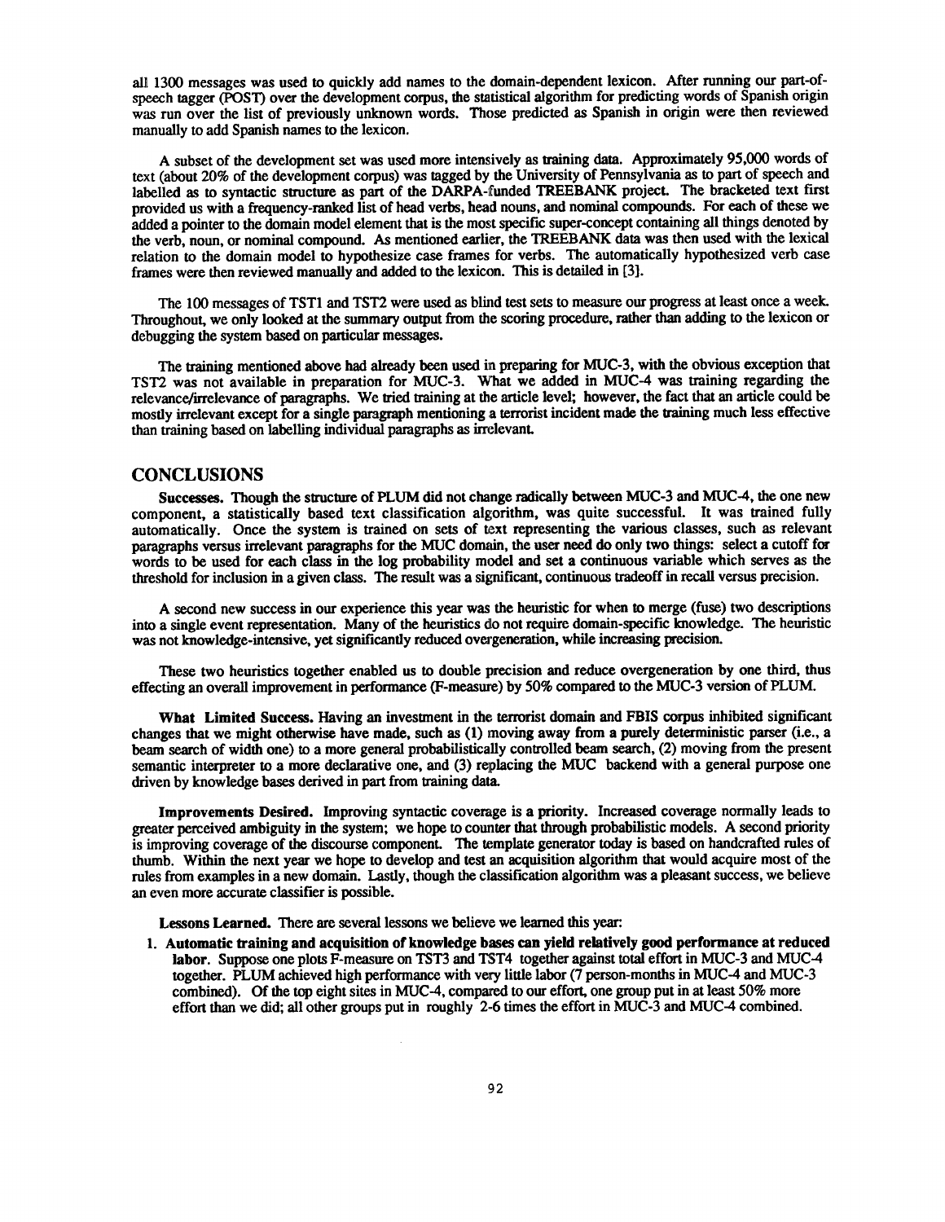all 1300 messages was used to quickly add names to the domain-dependent lexicon. After running our part-of-speech tagger (POST) over the development corpus, the statistical algorithm for predicting words of Spanish origin was run over the list of previously unknown words. Those predicted as Spanish in origin were then reviewed manually to add Spanish names to the lexicon.

A subset of the development set was used more intensively as training data. Approximately 95,000 words of text (about 20% of the development corpus) was tagged by the University of Pennsylvania as to part of speech and labelled as to syntactic structure as part of the DARPA-funded TREEBANK project. The bracketed text first provided us with a frequency-ranked list of head verbs, head nouns, and nominal compounds. For each of these we added a pointer to the domain model element that is the most specific super-concept containing all things denoted by the verb, noun, or nominal compound. As mentioned earlier, the TREEBANK data was then used with the lexical relation to the domain model to hypothesize case frames for verbs. The automatically hypothesized verb case frames were then reviewed manually and added to the lexicon. This is detailed in [3].

The 100 messages of TST1 and TST2 were used as blind test sets to measure our progress at least once a week. Throughout, we only looked at the summary output from the scoring procedure, rather than adding to the lexicon or debugging the system based on particular messages.

The training mentioned above had already been used in preparing for MUC-3, with the obvious exception that TST2 was not available in preparation for MUC-3. What we added in MUC-4 was training regarding the relevance/irrelevance of paragraphs. We tried training at the article level; however, the fact that an article could be mostly irrelevant except for a single paragraph mentioning a terrorist incident made the training much less effective than training based on labelling individual paragraphs as irrelevant.

## CONCLUSIONS

**Successes.** Though the structure of PLUM did not change radically between MUC-3 and MUC-4, the one new component, a statistically based text classification algorithm, was quite successful. It was trained fully automatically. Once the system is trained on sets of text representing the various classes, such as relevant paragraphs versus irrelevant paragraphs for the MUC domain, the user need do only two things: select a cutoff for words to be used for each class in the log probability model and set a continuous variable which serves as the threshold for inclusion in a given class. The result was a significant, continuous tradeoff in recall versus precision.

A second new success in our experience this year was the heuristic for when to merge (fuse) two descriptions into a single event representation. Many of the heuristics do not require domain-specific knowledge. The heuristic was not knowledge-intensive, yet significantly reduced overgeneration, while increasing precision.

These two heuristics together enabled us to double precision and reduce overgeneration by one third, thus effecting an overall improvement in performance (F-measure) by 50% compared to the MUC-3 version of PLUM.

**What Limited Success.** Having an investment in the terrorist domain and FBIS corpus inhibited significant changes that we might otherwise have made, such as (1) moving away from a purely deterministic parser (i.e., a beam search of width one) to a more general probabilistically controlled beam search, (2) moving from the present semantic interpreter to a more declarative one, and (3) replacing the MUC backend with a general purpose one driven by knowledge bases derived in part from training data.

**Improvements Desired.** Improving syntactic coverage is a priority. Increased coverage normally leads to greater perceived ambiguity in the system; we hope to counter that through probabilistic models. A second priority is improving coverage of the discourse component. The template generator today is based on handcrafted rules of thumb. Within the next year we hope to develop and test an acquisition algorithm that would acquire most of the rules from examples in a new domain. Lastly, though the classification algorithm was a pleasant success, we believe an even more accurate classifier is possible.

**Lessons Learned.** There are several lessons we believe we learned this year:

1. **Automatic training and acquisition of knowledge bases can yield relatively good performance at reduced labor.** Suppose one plots F-measure on TST3 and TST4 together against total effort in MUC-3 and MUC-4 together. PLUM achieved high performance with very little labor (7 person-months in MUC-4 and MUC-3 combined). Of the top eight sites in MUC-4, compared to our effort, one group put in at least 50% more effort than we did; all other groups put in roughly 2-6 times the effort in MUC-3 and MUC-4 combined.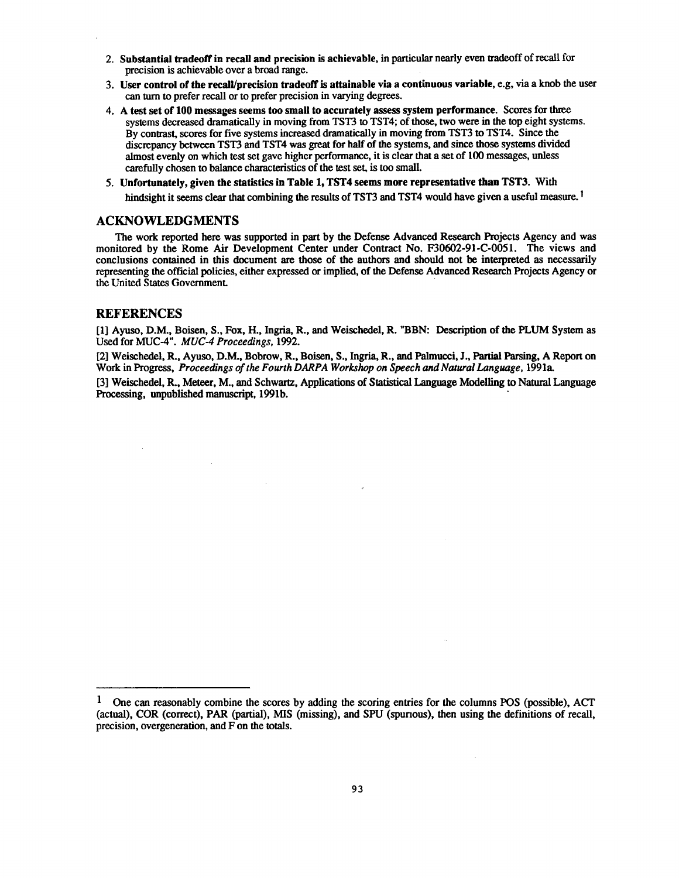2. **Substantial tradeoff in recall and precision is achievable**, in particular nearly even tradeoff of recall for precision is achievable over a broad range.
3. **User control of the recall/precision tradeoff is attainable via a continuous variable**, e.g, via a knob the user can turn to prefer recall or to prefer precision in varying degrees.
4. **A test set of 100 messages seems too small to accurately assess system performance.** Scores for three systems decreased dramatically in moving from TST3 to TST4; of those, two were in the top eight systems. By contrast, scores for five systems increased dramatically in moving from TST3 to TST4. Since the discrepancy between TST3 and TST4 was great for half of the systems, and since those systems divided almost evenly on which test set gave higher performance, it is clear that a set of 100 messages, unless carefully chosen to balance characteristics of the test set, is too small.
5. **Unfortunately, given the statistics in Table 1, TST4 seems more representative than TST3.** With hindsight it seems clear that combining the results of TST3 and TST4 would have given a useful measure.[1]

## ACKNOWLEDGMENTS

The work reported here was supported in part by the Defense Advanced Research Projects Agency and was monitored by the Rome Air Development Center under Contract No. F30602-91-C-0051. The views and conclusions contained in this document are those of the authors and should not be interpreted as necessarily representing the official policies, either expressed or implied, of the Defense Advanced Research Projects Agency or the United States Government.

## REFERENCES

[1] Ayuso, D.M., Boisen, S., Fox, H., Ingria, R., and Weischedel, R. "BBN: Description of the PLUM System as Used for MUC-4". *MUC-4 Proceedings*, 1992.

[2] Weischedel, R., Ayuso, D.M., Bobrow, R., Boisen, S., Ingria, R., and Palmucci, J., Partial Parsing, A Report on Work in Progress, *Proceedings of the Fourth DARPA Workshop on Speech and Natural Language*, 1991a.

[3] Weischedel, R., Meteer, M., and Schwartz, Applications of Statistical Language Modelling to Natural Language Processing, unpublished manuscript, 1991b.

---

[1] One can reasonably combine the scores by adding the scoring entries for the columns POS (possible), ACT (actual), COR (correct), PAR (partial), MIS (missing), and SPU (spurious), then using the definitions of recall, precision, overgeneration, and F on the totals.